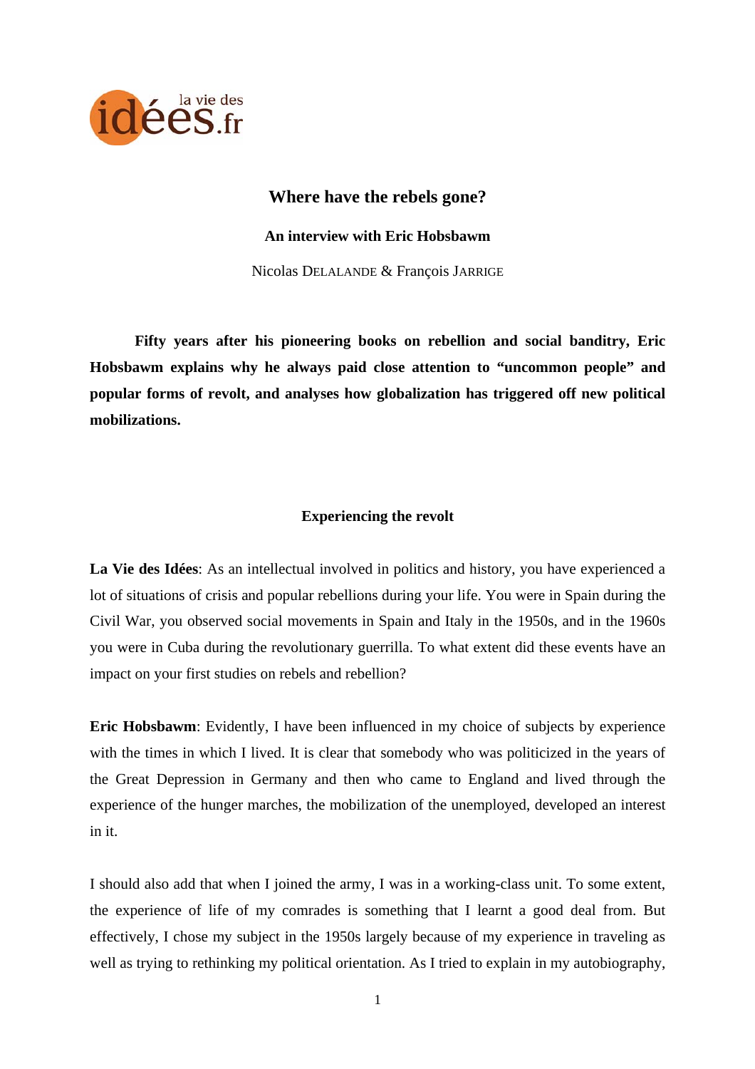# Where have the rebels gone?

### An interview with Eric Hobsbawm

Nicolas DELALANDE & François JARRIGE

**Fifty years after his pioneering books on rebellion and social banditry, Eric Hobsbawm explains why he always paid close attention to "uncommon people" and popular forms of revolt, and analyses how globalization has triggered off new political mobilizations.**

## Experiencing the revolt

**La Vie des Idées**: As an intellectual involved in politics and history, you have experienced a lot of situations of crisis and popular rebellions during your life. You were in Spain during the Civil War, you observed social movements in Spain and Italy in the 1950s, and in the 1960s you were in Cuba during the revolutionary guerrilla. To what extent did these events have an impact on your first studies on rebels and rebellion?

**Eric Hobsbawm**: Evidently, I have been influenced in my choice of subjects by experience with the times in which I lived. It is clear that somebody who was politicized in the years of the Great Depression in Germany and then who came to England and lived through the experience of the hunger marches, the mobilization of the unemployed, developed an interest in it.

I should also add that when I joined the army, I was in a working-class unit. To some extent, the experience of life of my comrades is something that I learnt a good deal from. But effectively, I chose my subject in the 1950s largely because of my experience in traveling as well as trying to rethinking my political orientation. As I tried to explain in my autobiography,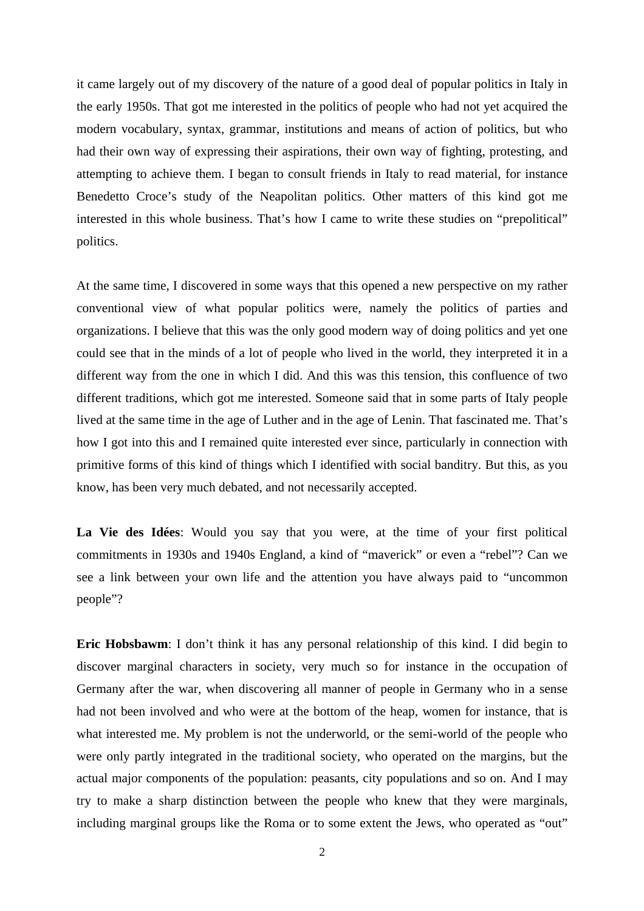it came largely out of my discovery of the nature of a good deal of popular politics in Italy in the early 1950s. That got me interested in the politics of people who had not yet acquired the modern vocabulary, syntax, grammar, institutions and means of action of politics, but who had their own way of expressing their aspirations, their own way of fighting, protesting, and attempting to achieve them. I began to consult friends in Italy to read material, for instance Benedetto Croce's study of the Neapolitan politics. Other matters of this kind got me interested in this whole business. That's how I came to write these studies on "prepolitical" politics.

At the same time, I discovered in some ways that this opened a new perspective on my rather conventional view of what popular politics were, namely the politics of parties and organizations. I believe that this was the only good modern way of doing politics and yet one could see that in the minds of a lot of people who lived in the world, they interpreted it in a different way from the one in which I did. And this was this tension, this confluence of two different traditions, which got me interested. Someone said that in some parts of Italy people lived at the same time in the age of Luther and in the age of Lenin. That fascinated me. That's how I got into this and I remained quite interested ever since, particularly in connection with primitive forms of this kind of things which I identified with social banditry. But this, as you know, has been very much debated, and not necessarily accepted.

**La Vie des Idées**: Would you say that you were, at the time of your first political commitments in 1930s and 1940s England, a kind of "maverick" or even a "rebel"? Can we see a link between your own life and the attention you have always paid to "uncommon people"?

**Eric Hobsbawm**: I don't think it has any personal relationship of this kind. I did begin to discover marginal characters in society, very much so for instance in the occupation of Germany after the war, when discovering all manner of people in Germany who in a sense had not been involved and who were at the bottom of the heap, women for instance, that is what interested me. My problem is not the underworld, or the semi-world of the people who were only partly integrated in the traditional society, who operated on the margins, but the actual major components of the population: peasants, city populations and so on. And I may try to make a sharp distinction between the people who knew that they were marginals, including marginal groups like the Roma or to some extent the Jews, who operated as "out"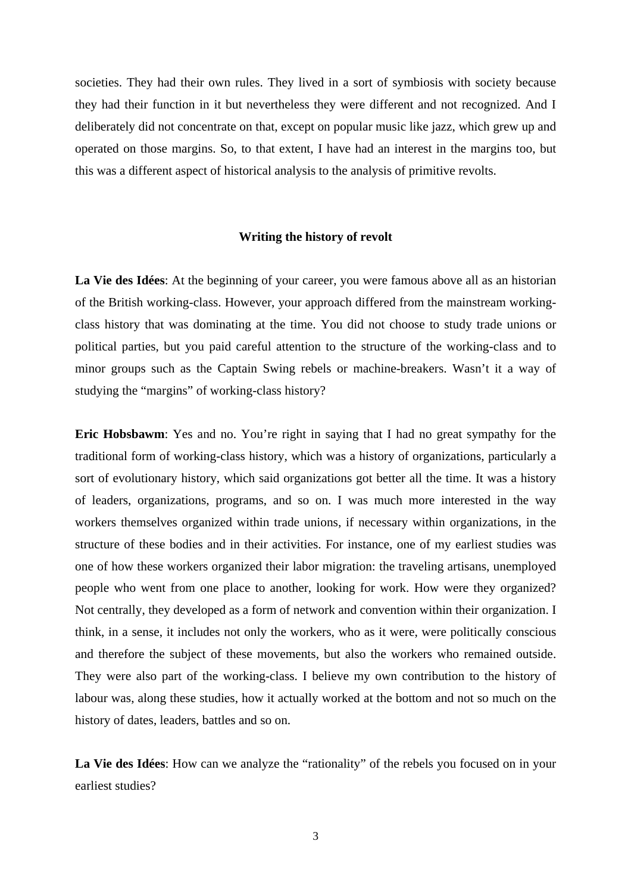societies. They had their own rules. They lived in a sort of symbiosis with society because they had their function in it but nevertheless they were different and not recognized. And I deliberately did not concentrate on that, except on popular music like jazz, which grew up and operated on those margins. So, to that extent, I have had an interest in the margins too, but this was a different aspect of historical analysis to the analysis of primitive revolts.

## Writing the history of revolt

**La Vie des Idées**: At the beginning of your career, you were famous above all as an historian of the British working-class. However, your approach differed from the mainstream working-class history that was dominating at the time. You did not choose to study trade unions or political parties, but you paid careful attention to the structure of the working-class and to minor groups such as the Captain Swing rebels or machine-breakers. Wasn't it a way of studying the "margins" of working-class history?

**Eric Hobsbawm**: Yes and no. You're right in saying that I had no great sympathy for the traditional form of working-class history, which was a history of organizations, particularly a sort of evolutionary history, which said organizations got better all the time. It was a history of leaders, organizations, programs, and so on. I was much more interested in the way workers themselves organized within trade unions, if necessary within organizations, in the structure of these bodies and in their activities. For instance, one of my earliest studies was one of how these workers organized their labor migration: the traveling artisans, unemployed people who went from one place to another, looking for work. How were they organized? Not centrally, they developed as a form of network and convention within their organization. I think, in a sense, it includes not only the workers, who as it were, were politically conscious and therefore the subject of these movements, but also the workers who remained outside. They were also part of the working-class. I believe my own contribution to the history of labour was, along these studies, how it actually worked at the bottom and not so much on the history of dates, leaders, battles and so on.

**La Vie des Idées**: How can we analyze the "rationality" of the rebels you focused on in your earliest studies?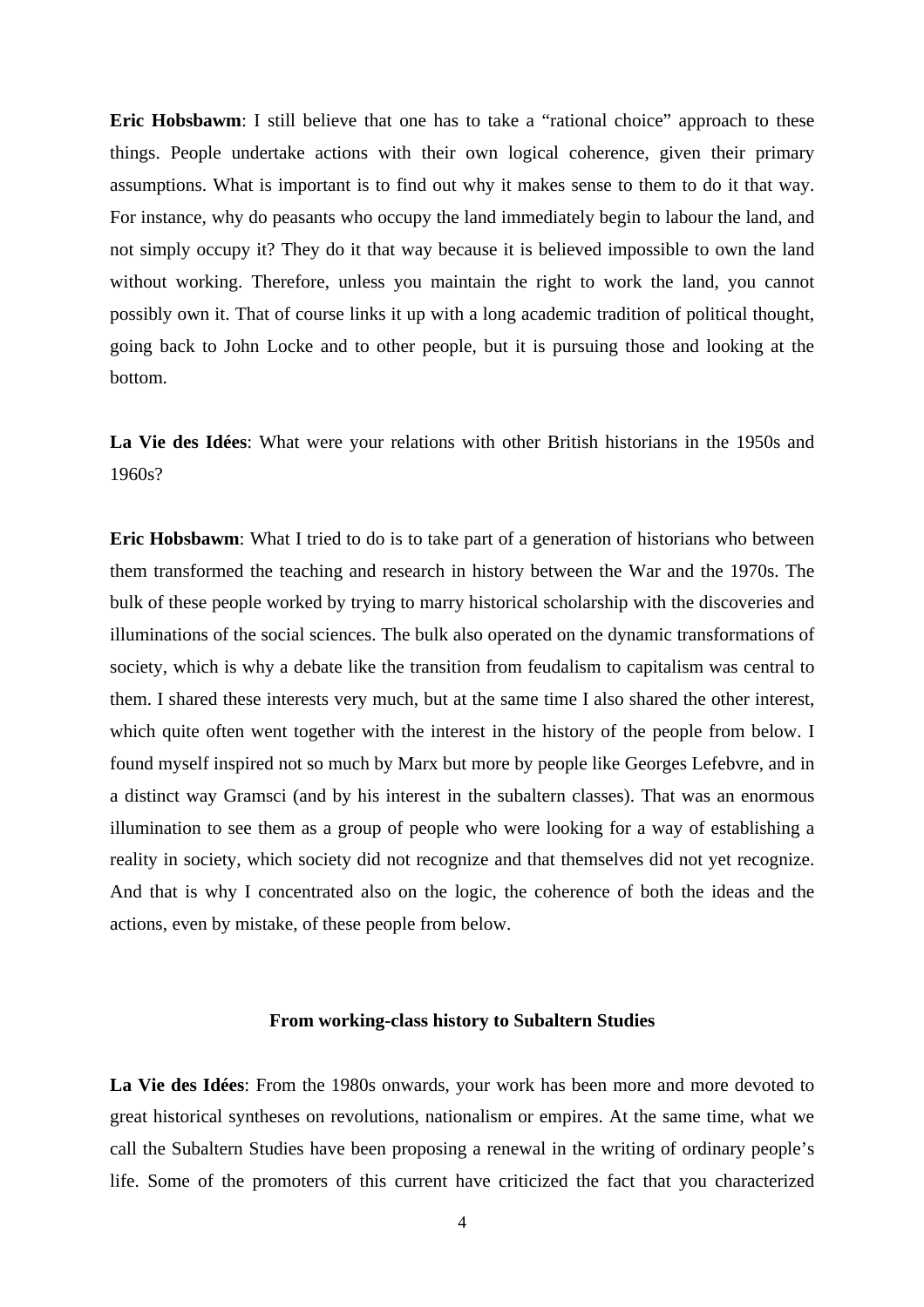**Eric Hobsbawm**: I still believe that one has to take a "rational choice" approach to these things. People undertake actions with their own logical coherence, given their primary assumptions. What is important is to find out why it makes sense to them to do it that way. For instance, why do peasants who occupy the land immediately begin to labour the land, and not simply occupy it? They do it that way because it is believed impossible to own the land without working. Therefore, unless you maintain the right to work the land, you cannot possibly own it. That of course links it up with a long academic tradition of political thought, going back to John Locke and to other people, but it is pursuing those and looking at the bottom.

**La Vie des Idées**: What were your relations with other British historians in the 1950s and 1960s?

**Eric Hobsbawm**: What I tried to do is to take part of a generation of historians who between them transformed the teaching and research in history between the War and the 1970s. The bulk of these people worked by trying to marry historical scholarship with the discoveries and illuminations of the social sciences. The bulk also operated on the dynamic transformations of society, which is why a debate like the transition from feudalism to capitalism was central to them. I shared these interests very much, but at the same time I also shared the other interest, which quite often went together with the interest in the history of the people from below. I found myself inspired not so much by Marx but more by people like Georges Lefebvre, and in a distinct way Gramsci (and by his interest in the subaltern classes). That was an enormous illumination to see them as a group of people who were looking for a way of establishing a reality in society, which society did not recognize and that themselves did not yet recognize. And that is why I concentrated also on the logic, the coherence of both the ideas and the actions, even by mistake, of these people from below.

### From working-class history to Subaltern Studies

**La Vie des Idées**: From the 1980s onwards, your work has been more and more devoted to great historical syntheses on revolutions, nationalism or empires. At the same time, what we call the Subaltern Studies have been proposing a renewal in the writing of ordinary people's life. Some of the promoters of this current have criticized the fact that you characterized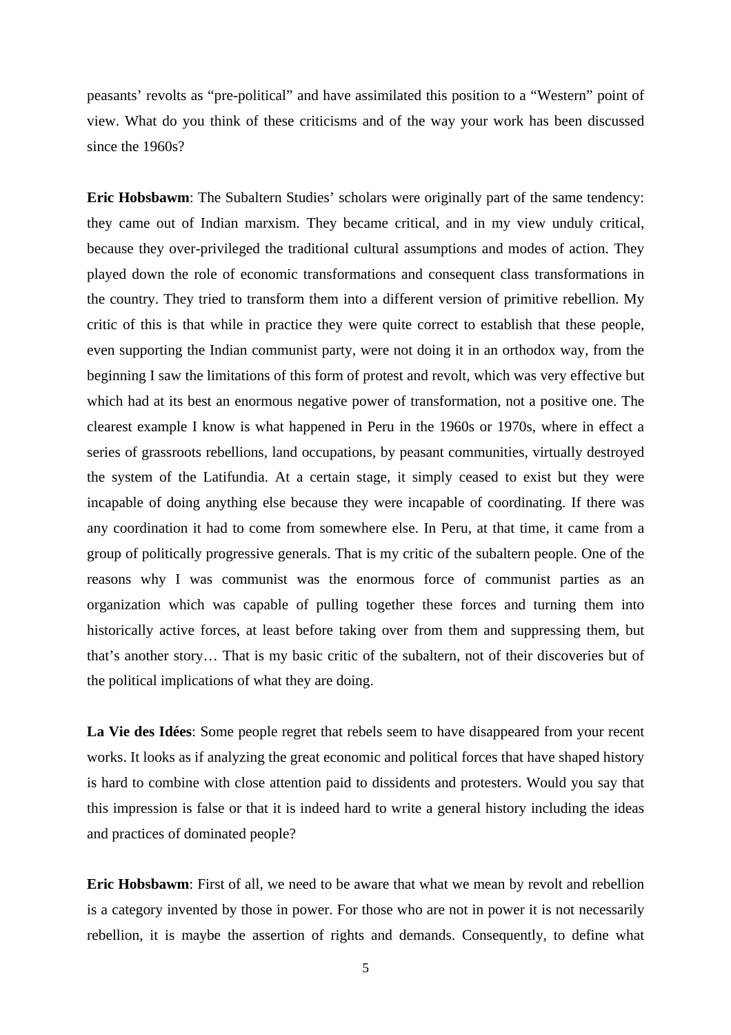peasants' revolts as "pre-political" and have assimilated this position to a "Western" point of view. What do you think of these criticisms and of the way your work has been discussed since the 1960s?

**Eric Hobsbawm**: The Subaltern Studies' scholars were originally part of the same tendency: they came out of Indian marxism. They became critical, and in my view unduly critical, because they over-privileged the traditional cultural assumptions and modes of action. They played down the role of economic transformations and consequent class transformations in the country. They tried to transform them into a different version of primitive rebellion. My critic of this is that while in practice they were quite correct to establish that these people, even supporting the Indian communist party, were not doing it in an orthodox way, from the beginning I saw the limitations of this form of protest and revolt, which was very effective but which had at its best an enormous negative power of transformation, not a positive one. The clearest example I know is what happened in Peru in the 1960s or 1970s, where in effect a series of grassroots rebellions, land occupations, by peasant communities, virtually destroyed the system of the Latifundia. At a certain stage, it simply ceased to exist but they were incapable of doing anything else because they were incapable of coordinating. If there was any coordination it had to come from somewhere else. In Peru, at that time, it came from a group of politically progressive generals. That is my critic of the subaltern people. One of the reasons why I was communist was the enormous force of communist parties as an organization which was capable of pulling together these forces and turning them into historically active forces, at least before taking over from them and suppressing them, but that's another story… That is my basic critic of the subaltern, not of their discoveries but of the political implications of what they are doing.

**La Vie des Idées**: Some people regret that rebels seem to have disappeared from your recent works. It looks as if analyzing the great economic and political forces that have shaped history is hard to combine with close attention paid to dissidents and protesters. Would you say that this impression is false or that it is indeed hard to write a general history including the ideas and practices of dominated people?

**Eric Hobsbawm**: First of all, we need to be aware that what we mean by revolt and rebellion is a category invented by those in power. For those who are not in power it is not necessarily rebellion, it is maybe the assertion of rights and demands. Consequently, to define what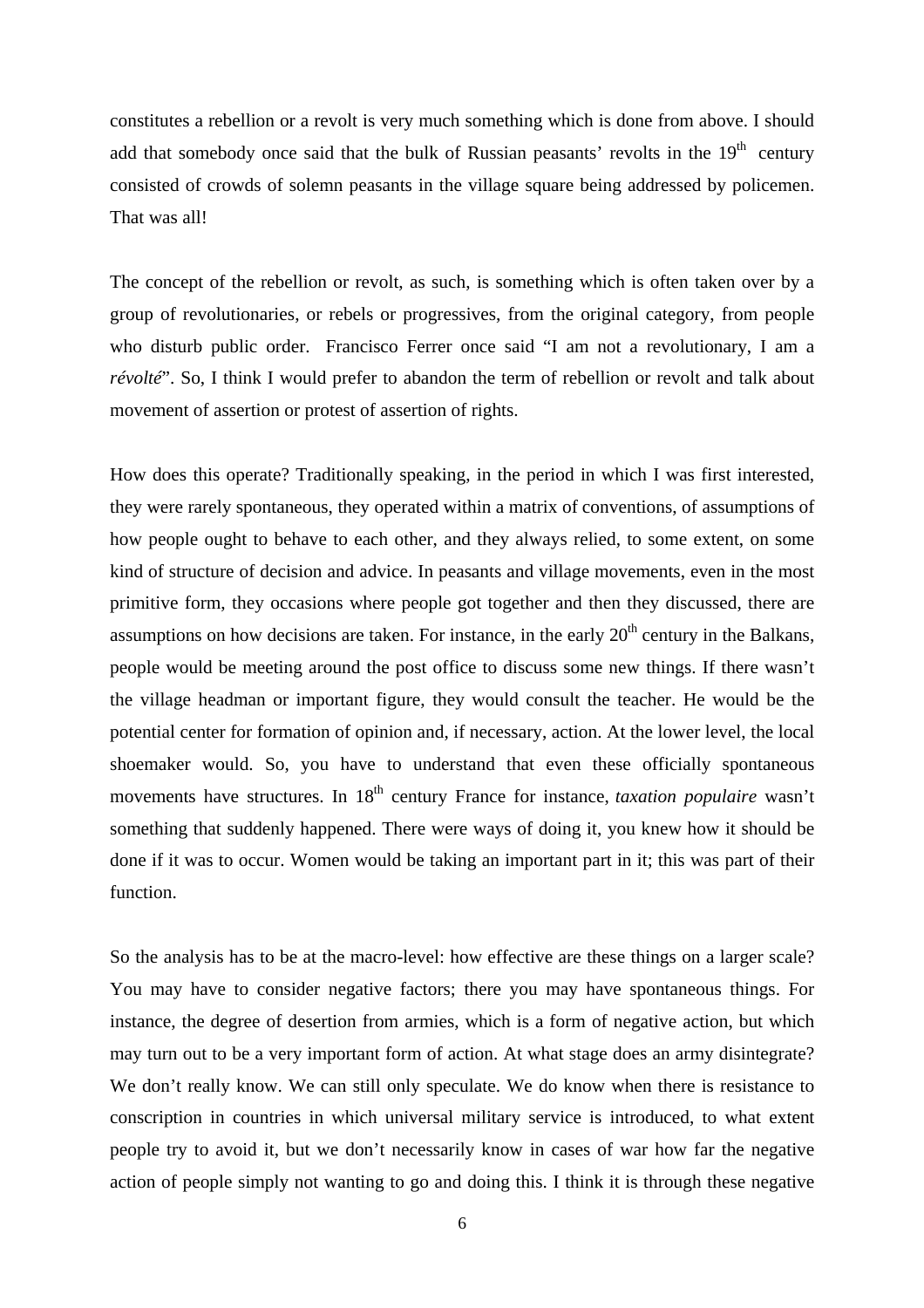constitutes a rebellion or a revolt is very much something which is done from above. I should add that somebody once said that the bulk of Russian peasants' revolts in the 19th century consisted of crowds of solemn peasants in the village square being addressed by policemen. That was all!

The concept of the rebellion or revolt, as such, is something which is often taken over by a group of revolutionaries, or rebels or progressives, from the original category, from people who disturb public order. Francisco Ferrer once said "I am not a revolutionary, I am a *révolté*". So, I think I would prefer to abandon the term of rebellion or revolt and talk about movement of assertion or protest of assertion of rights.

How does this operate? Traditionally speaking, in the period in which I was first interested, they were rarely spontaneous, they operated within a matrix of conventions, of assumptions of how people ought to behave to each other, and they always relied, to some extent, on some kind of structure of decision and advice. In peasants and village movements, even in the most primitive form, they occasions where people got together and then they discussed, there are assumptions on how decisions are taken. For instance, in the early 20th century in the Balkans, people would be meeting around the post office to discuss some new things. If there wasn't the village headman or important figure, they would consult the teacher. He would be the potential center for formation of opinion and, if necessary, action. At the lower level, the local shoemaker would. So, you have to understand that even these officially spontaneous movements have structures. In 18th century France for instance, *taxation populaire* wasn't something that suddenly happened. There were ways of doing it, you knew how it should be done if it was to occur. Women would be taking an important part in it; this was part of their function.

So the analysis has to be at the macro-level: how effective are these things on a larger scale? You may have to consider negative factors; there you may have spontaneous things. For instance, the degree of desertion from armies, which is a form of negative action, but which may turn out to be a very important form of action. At what stage does an army disintegrate? We don't really know. We can still only speculate. We do know when there is resistance to conscription in countries in which universal military service is introduced, to what extent people try to avoid it, but we don't necessarily know in cases of war how far the negative action of people simply not wanting to go and doing this. I think it is through these negative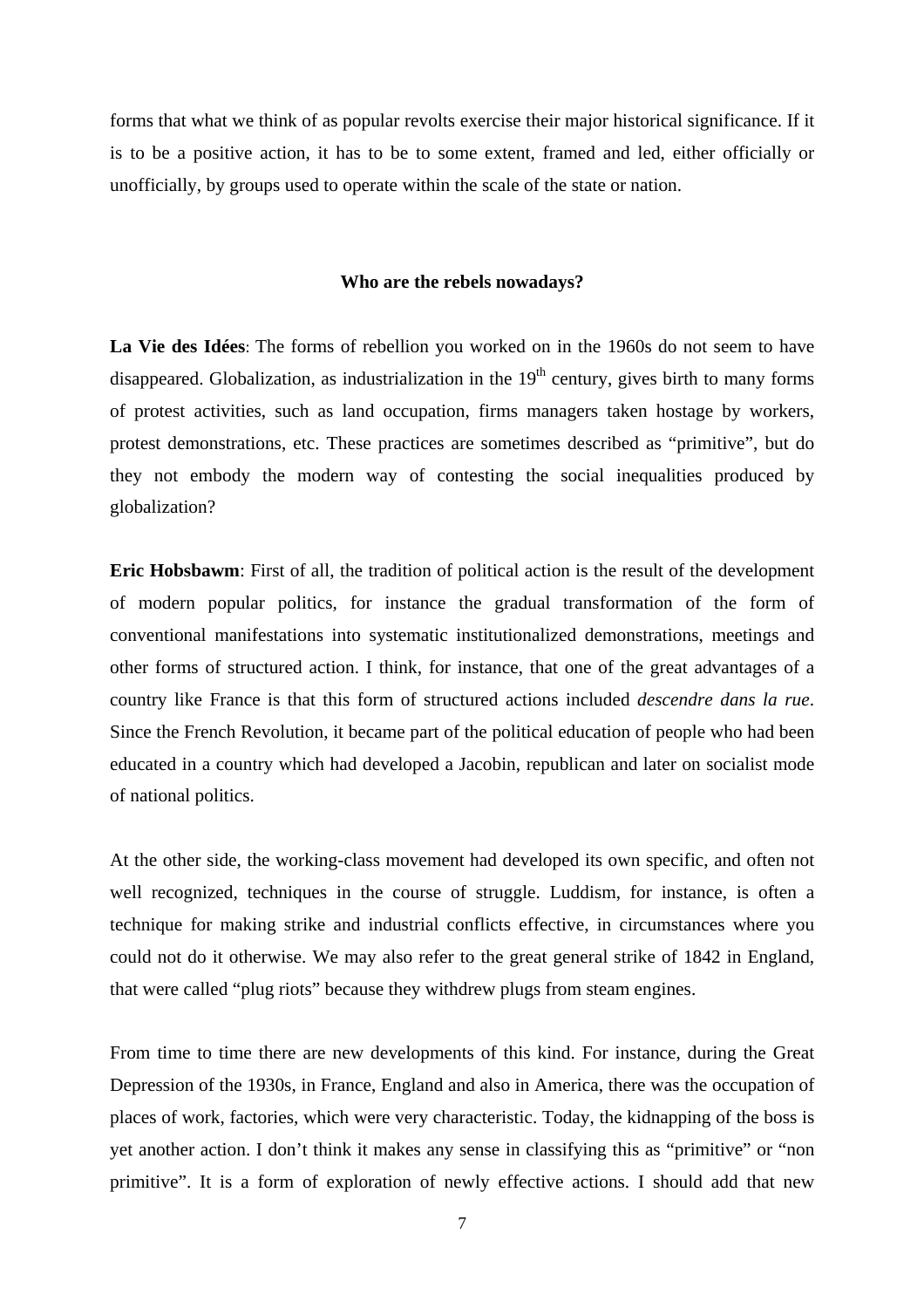forms that what we think of as popular revolts exercise their major historical significance. If it is to be a positive action, it has to be to some extent, framed and led, either officially or unofficially, by groups used to operate within the scale of the state or nation.

## Who are the rebels nowadays?

**La Vie des Idées**: The forms of rebellion you worked on in the 1960s do not seem to have disappeared. Globalization, as industrialization in the 19th century, gives birth to many forms of protest activities, such as land occupation, firms managers taken hostage by workers, protest demonstrations, etc. These practices are sometimes described as "primitive", but do they not embody the modern way of contesting the social inequalities produced by globalization?

**Eric Hobsbawm**: First of all, the tradition of political action is the result of the development of modern popular politics, for instance the gradual transformation of the form of conventional manifestations into systematic institutionalized demonstrations, meetings and other forms of structured action. I think, for instance, that one of the great advantages of a country like France is that this form of structured actions included *descendre dans la rue*. Since the French Revolution, it became part of the political education of people who had been educated in a country which had developed a Jacobin, republican and later on socialist mode of national politics.

At the other side, the working-class movement had developed its own specific, and often not well recognized, techniques in the course of struggle. Luddism, for instance, is often a technique for making strike and industrial conflicts effective, in circumstances where you could not do it otherwise. We may also refer to the great general strike of 1842 in England, that were called "plug riots" because they withdrew plugs from steam engines.

From time to time there are new developments of this kind. For instance, during the Great Depression of the 1930s, in France, England and also in America, there was the occupation of places of work, factories, which were very characteristic. Today, the kidnapping of the boss is yet another action. I don't think it makes any sense in classifying this as "primitive" or "non primitive". It is a form of exploration of newly effective actions. I should add that new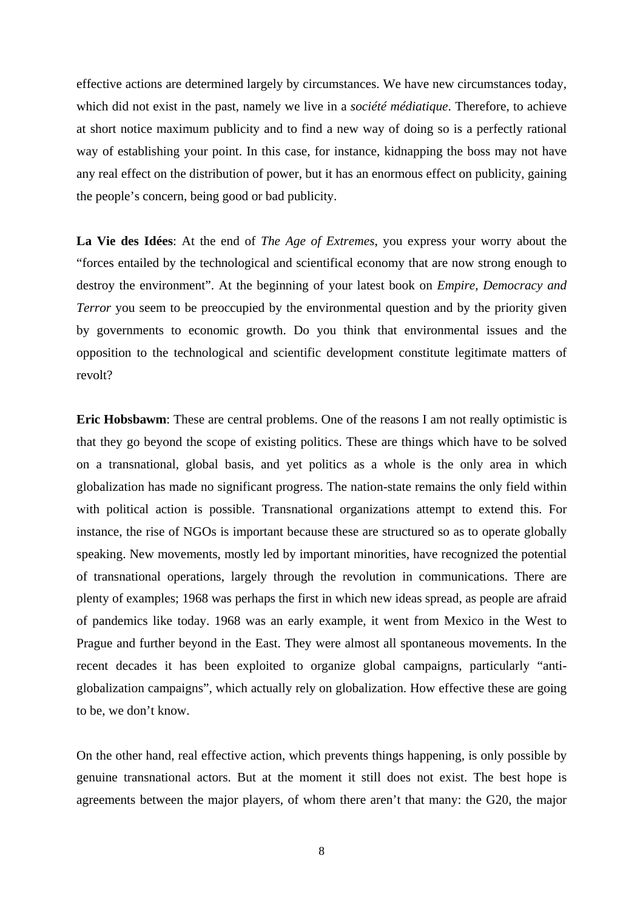effective actions are determined largely by circumstances. We have new circumstances today, which did not exist in the past, namely we live in a *société médiatique*. Therefore, to achieve at short notice maximum publicity and to find a new way of doing so is a perfectly rational way of establishing your point. In this case, for instance, kidnapping the boss may not have any real effect on the distribution of power, but it has an enormous effect on publicity, gaining the people's concern, being good or bad publicity.

**La Vie des Idées**: At the end of *The Age of Extremes*, you express your worry about the "forces entailed by the technological and scientifical economy that are now strong enough to destroy the environment". At the beginning of your latest book on *Empire, Democracy and Terror* you seem to be preoccupied by the environmental question and by the priority given by governments to economic growth. Do you think that environmental issues and the opposition to the technological and scientific development constitute legitimate matters of revolt?

**Eric Hobsbawm**: These are central problems. One of the reasons I am not really optimistic is that they go beyond the scope of existing politics. These are things which have to be solved on a transnational, global basis, and yet politics as a whole is the only area in which globalization has made no significant progress. The nation-state remains the only field within with political action is possible. Transnational organizations attempt to extend this. For instance, the rise of NGOs is important because these are structured so as to operate globally speaking. New movements, mostly led by important minorities, have recognized the potential of transnational operations, largely through the revolution in communications. There are plenty of examples; 1968 was perhaps the first in which new ideas spread, as people are afraid of pandemics like today. 1968 was an early example, it went from Mexico in the West to Prague and further beyond in the East. They were almost all spontaneous movements. In the recent decades it has been exploited to organize global campaigns, particularly "anti-globalization campaigns", which actually rely on globalization. How effective these are going to be, we don't know.

On the other hand, real effective action, which prevents things happening, is only possible by genuine transnational actors. But at the moment it still does not exist. The best hope is agreements between the major players, of whom there aren't that many: the G20, the major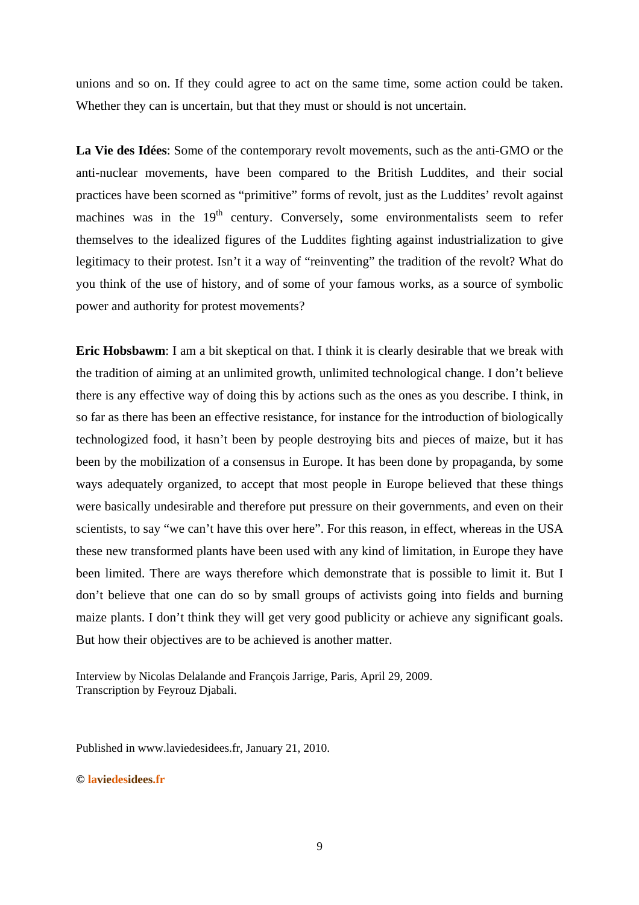unions and so on. If they could agree to act on the same time, some action could be taken. Whether they can is uncertain, but that they must or should is not uncertain.

**La Vie des Idées**: Some of the contemporary revolt movements, such as the anti-GMO or the anti-nuclear movements, have been compared to the British Luddites, and their social practices have been scorned as "primitive" forms of revolt, just as the Luddites' revolt against machines was in the 19th century. Conversely, some environmentalists seem to refer themselves to the idealized figures of the Luddites fighting against industrialization to give legitimacy to their protest. Isn't it a way of "reinventing" the tradition of the revolt? What do you think of the use of history, and of some of your famous works, as a source of symbolic power and authority for protest movements?

**Eric Hobsbawm**: I am a bit skeptical on that. I think it is clearly desirable that we break with the tradition of aiming at an unlimited growth, unlimited technological change. I don't believe there is any effective way of doing this by actions such as the ones as you describe. I think, in so far as there has been an effective resistance, for instance for the introduction of biologically technologized food, it hasn't been by people destroying bits and pieces of maize, but it has been by the mobilization of a consensus in Europe. It has been done by propaganda, by some ways adequately organized, to accept that most people in Europe believed that these things were basically undesirable and therefore put pressure on their governments, and even on their scientists, to say "we can't have this over here". For this reason, in effect, whereas in the USA these new transformed plants have been used with any kind of limitation, in Europe they have been limited. There are ways therefore which demonstrate that is possible to limit it. But I don't believe that one can do so by small groups of activists going into fields and burning maize plants. I don't think they will get very good publicity or achieve any significant goals. But how their objectives are to be achieved is another matter.

Interview by Nicolas Delalande and François Jarrige, Paris, April 29, 2009.
Transcription by Feyrouz Djabali.

Published in www.laviedesidees.fr, January 21, 2010.

**© laviedesidees.fr**